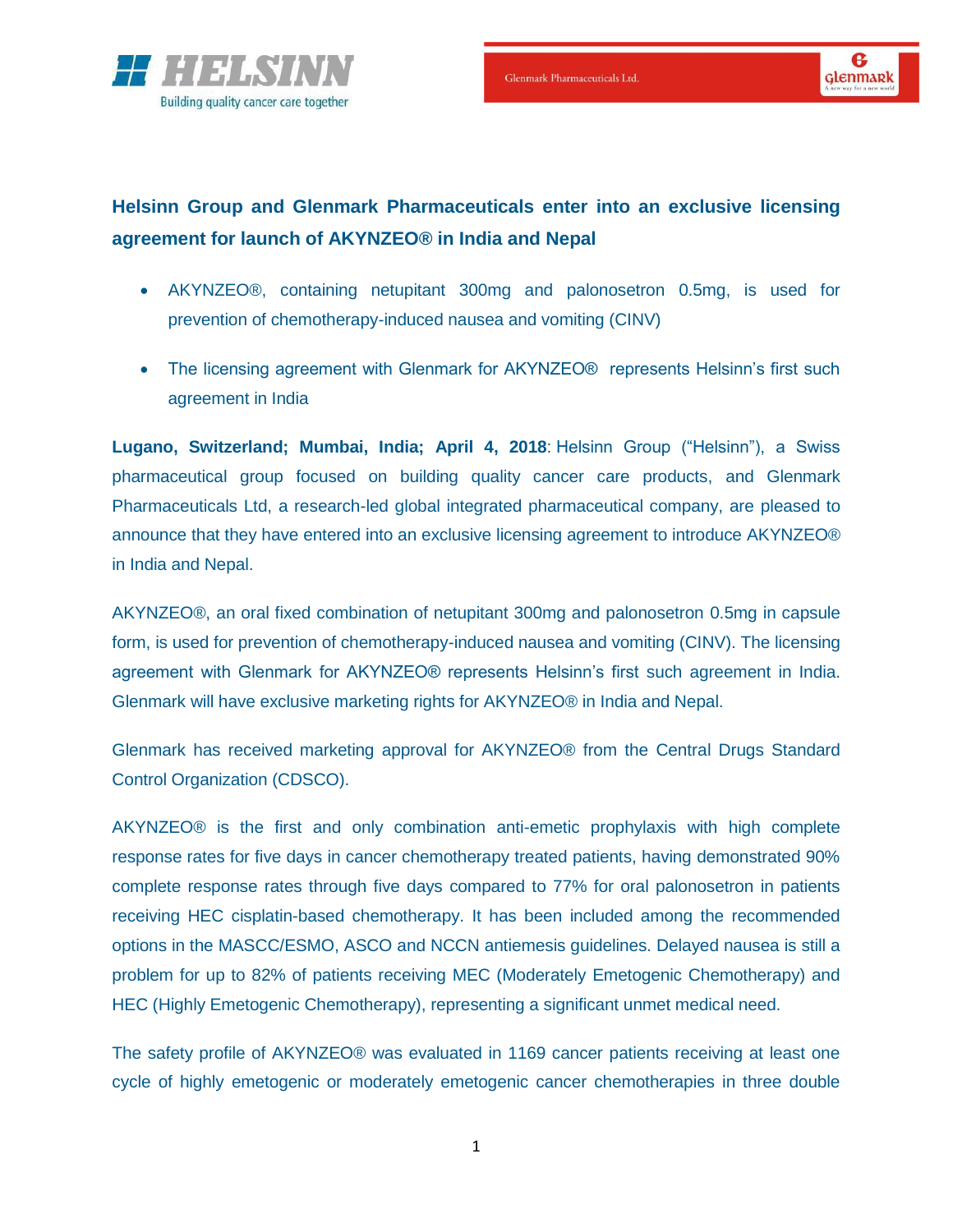## Helsinn Group and Glenmark Pharmaceuticals enter into an exclusive licensing agreement for launch of AKYNZEO® in India and Nepal

- AKYNZEO®, containing netupitant 300mg and palonosetron 0.5mg, is used for prevention of chemotherapy-induced nausea and vomiting (CINV)
- The licensing agreement with Glenmark for AKYNZEO® represents Helsinn's first such agreement in India

**Lugano, Switzerland; Mumbai, India; April 4, 2018**: Helsinn Group ("Helsinn"), a Swiss pharmaceutical group focused on building quality cancer care products, and Glenmark Pharmaceuticals Ltd, a research-led global integrated pharmaceutical company, are pleased to announce that they have entered into an exclusive licensing agreement to introduce AKYNZEO® in India and Nepal.

AKYNZEO®, an oral fixed combination of netupitant 300mg and palonosetron 0.5mg in capsule form, is used for prevention of chemotherapy-induced nausea and vomiting (CINV). The licensing agreement with Glenmark for AKYNZEO® represents Helsinn's first such agreement in India. Glenmark will have exclusive marketing rights for AKYNZEO® in India and Nepal.

Glenmark has received marketing approval for AKYNZEO® from the Central Drugs Standard Control Organization (CDSCO).

AKYNZEO® is the first and only combination anti-emetic prophylaxis with high complete response rates for five days in cancer chemotherapy treated patients, having demonstrated 90% complete response rates through five days compared to 77% for oral palonosetron in patients receiving HEC cisplatin-based chemotherapy. It has been included among the recommended options in the MASCC/ESMO, ASCO and NCCN antiemesis guidelines. Delayed nausea is still a problem for up to 82% of patients receiving MEC (Moderately Emetogenic Chemotherapy) and HEC (Highly Emetogenic Chemotherapy), representing a significant unmet medical need.

The safety profile of AKYNZEO® was evaluated in 1169 cancer patients receiving at least one cycle of highly emetogenic or moderately emetogenic cancer chemotherapies in three double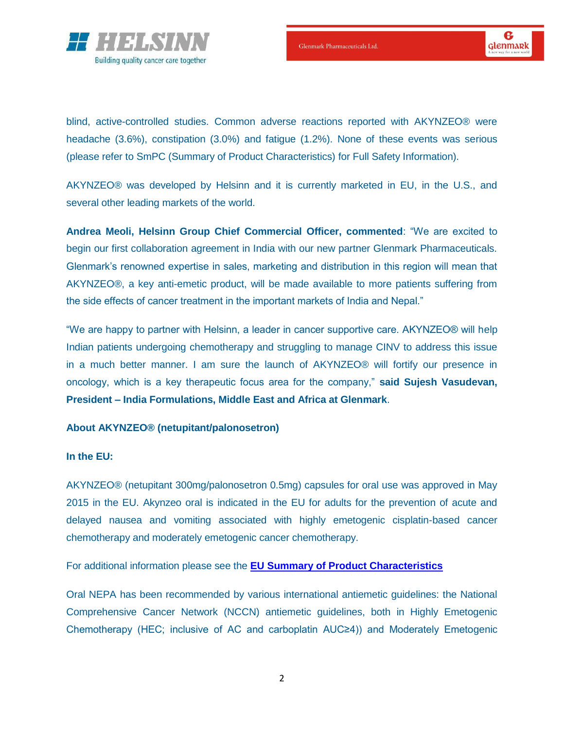blind, active-controlled studies. Common adverse reactions reported with AKYNZEO® were headache (3.6%), constipation (3.0%) and fatigue (1.2%). None of these events was serious (please refer to SmPC (Summary of Product Characteristics) for Full Safety Information).

AKYNZEO® was developed by Helsinn and it is currently marketed in EU, in the U.S., and several other leading markets of the world.

**Andrea Meoli, Helsinn Group Chief Commercial Officer, commented**: "We are excited to begin our first collaboration agreement in India with our new partner Glenmark Pharmaceuticals. Glenmark's renowned expertise in sales, marketing and distribution in this region will mean that AKYNZEO®, a key anti-emetic product, will be made available to more patients suffering from the side effects of cancer treatment in the important markets of India and Nepal."

"We are happy to partner with Helsinn, a leader in cancer supportive care. AKYNZEO® will help Indian patients undergoing chemotherapy and struggling to manage CINV to address this issue in a much better manner. I am sure the launch of AKYNZEO® will fortify our presence in oncology, which is a key therapeutic focus area for the company," **said Sujesh Vasudevan, President – India Formulations, Middle East and Africa at Glenmark**.

**About AKYNZEO® (netupitant/palonosetron)**

**In the EU:**

AKYNZEO® (netupitant 300mg/palonosetron 0.5mg) capsules for oral use was approved in May 2015 in the EU. Akynzeo oral is indicated in the EU for adults for the prevention of acute and delayed nausea and vomiting associated with highly emetogenic cisplatin-based cancer chemotherapy and moderately emetogenic cancer chemotherapy.

For additional information please see the **EU Summary of Product Characteristics**

Oral NEPA has been recommended by various international antiemetic guidelines: the National Comprehensive Cancer Network (NCCN) antiemetic guidelines, both in Highly Emetogenic Chemotherapy (HEC; inclusive of AC and carboplatin AUC≥4)) and Moderately Emetogenic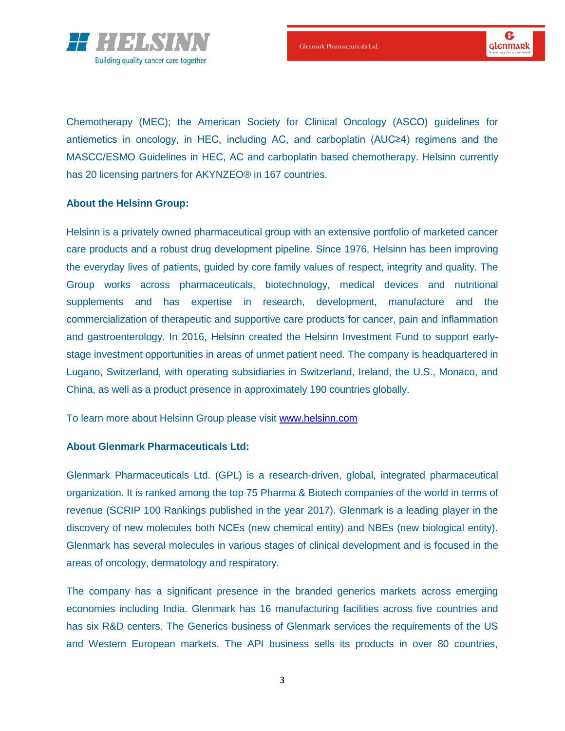Chemotherapy (MEC); the American Society for Clinical Oncology (ASCO) guidelines for antiemetics in oncology, in HEC, including AC, and carboplatin (AUC≥4) regimens and the MASCC/ESMO Guidelines in HEC, AC and carboplatin based chemotherapy. Helsinn currently has 20 licensing partners for AKYNZEO® in 167 countries.

**About the Helsinn Group:**

Helsinn is a privately owned pharmaceutical group with an extensive portfolio of marketed cancer care products and a robust drug development pipeline. Since 1976, Helsinn has been improving the everyday lives of patients, guided by core family values of respect, integrity and quality. The Group works across pharmaceuticals, biotechnology, medical devices and nutritional supplements and has expertise in research, development, manufacture and the commercialization of therapeutic and supportive care products for cancer, pain and inflammation and gastroenterology. In 2016, Helsinn created the Helsinn Investment Fund to support early-stage investment opportunities in areas of unmet patient need. The company is headquartered in Lugano, Switzerland, with operating subsidiaries in Switzerland, Ireland, the U.S., Monaco, and China, as well as a product presence in approximately 190 countries globally.

To learn more about Helsinn Group please visit [www.helsinn.com](http://www.helsinn.com)

**About Glenmark Pharmaceuticals Ltd:**

Glenmark Pharmaceuticals Ltd. (GPL) is a research-driven, global, integrated pharmaceutical organization. It is ranked among the top 75 Pharma & Biotech companies of the world in terms of revenue (SCRIP 100 Rankings published in the year 2017). Glenmark is a leading player in the discovery of new molecules both NCEs (new chemical entity) and NBEs (new biological entity). Glenmark has several molecules in various stages of clinical development and is focused in the areas of oncology, dermatology and respiratory.

The company has a significant presence in the branded generics markets across emerging economies including India. Glenmark has 16 manufacturing facilities across five countries and has six R&D centers. The Generics business of Glenmark services the requirements of the US and Western European markets. The API business sells its products in over 80 countries,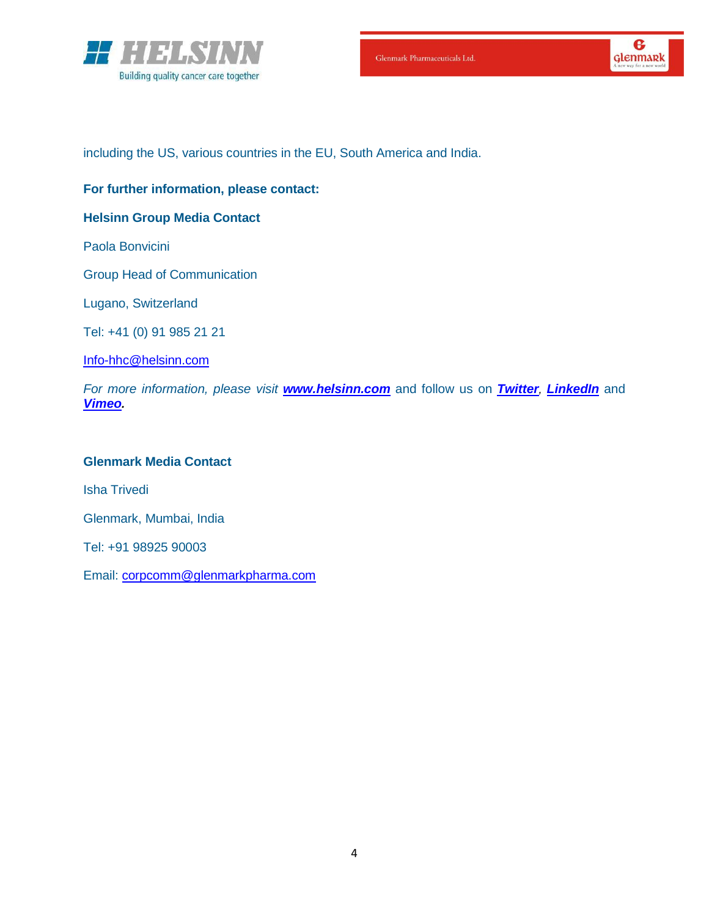including the US, various countries in the EU, South America and India.

**For further information, please contact:**

**Helsinn Group Media Contact**

Paola Bonvicini

Group Head of Communication

Lugano, Switzerland

Tel: +41 (0) 91 985 21 21

Info-hhc@helsinn.com

*For more information, please visit* ***www.helsinn.com*** and follow us on ***Twitter***, ***LinkedIn*** and ***Vimeo.***

**Glenmark Media Contact**

Isha Trivedi

Glenmark, Mumbai, India

Tel: +91 98925 90003

Email: corpcomm@glenmarkpharma.com